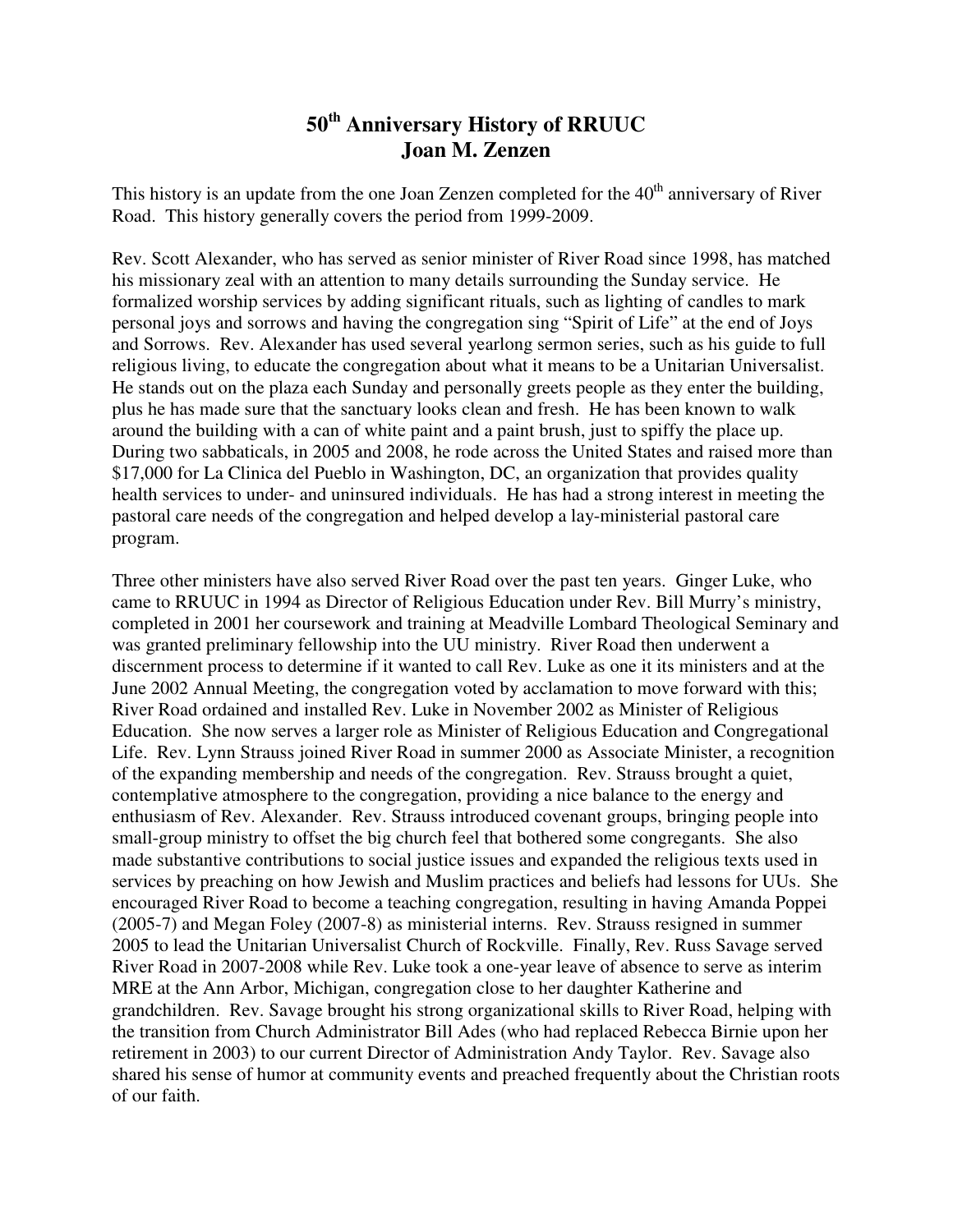# 50th Anniversary History of RRUUC
# Joan M. Zenzen

This history is an update from the one Joan Zenzen completed for the 40th anniversary of River Road. This history generally covers the period from 1999-2009.

Rev. Scott Alexander, who has served as senior minister of River Road since 1998, has matched his missionary zeal with an attention to many details surrounding the Sunday service. He formalized worship services by adding significant rituals, such as lighting of candles to mark personal joys and sorrows and having the congregation sing "Spirit of Life" at the end of Joys and Sorrows. Rev. Alexander has used several yearlong sermon series, such as his guide to full religious living, to educate the congregation about what it means to be a Unitarian Universalist. He stands out on the plaza each Sunday and personally greets people as they enter the building, plus he has made sure that the sanctuary looks clean and fresh. He has been known to walk around the building with a can of white paint and a paint brush, just to spiffy the place up. During two sabbaticals, in 2005 and 2008, he rode across the United States and raised more than $17,000 for La Clinica del Pueblo in Washington, DC, an organization that provides quality health services to under- and uninsured individuals. He has had a strong interest in meeting the pastoral care needs of the congregation and helped develop a lay-ministerial pastoral care program.

Three other ministers have also served River Road over the past ten years. Ginger Luke, who came to RRUUC in 1994 as Director of Religious Education under Rev. Bill Murry's ministry, completed in 2001 her coursework and training at Meadville Lombard Theological Seminary and was granted preliminary fellowship into the UU ministry. River Road then underwent a discernment process to determine if it wanted to call Rev. Luke as one it its ministers and at the June 2002 Annual Meeting, the congregation voted by acclamation to move forward with this; River Road ordained and installed Rev. Luke in November 2002 as Minister of Religious Education. She now serves a larger role as Minister of Religious Education and Congregational Life. Rev. Lynn Strauss joined River Road in summer 2000 as Associate Minister, a recognition of the expanding membership and needs of the congregation. Rev. Strauss brought a quiet, contemplative atmosphere to the congregation, providing a nice balance to the energy and enthusiasm of Rev. Alexander. Rev. Strauss introduced covenant groups, bringing people into small-group ministry to offset the big church feel that bothered some congregants. She also made substantive contributions to social justice issues and expanded the religious texts used in services by preaching on how Jewish and Muslim practices and beliefs had lessons for UUs. She encouraged River Road to become a teaching congregation, resulting in having Amanda Poppei (2005-7) and Megan Foley (2007-8) as ministerial interns. Rev. Strauss resigned in summer 2005 to lead the Unitarian Universalist Church of Rockville. Finally, Rev. Russ Savage served River Road in 2007-2008 while Rev. Luke took a one-year leave of absence to serve as interim MRE at the Ann Arbor, Michigan, congregation close to her daughter Katherine and grandchildren. Rev. Savage brought his strong organizational skills to River Road, helping with the transition from Church Administrator Bill Ades (who had replaced Rebecca Birnie upon her retirement in 2003) to our current Director of Administration Andy Taylor. Rev. Savage also shared his sense of humor at community events and preached frequently about the Christian roots of our faith.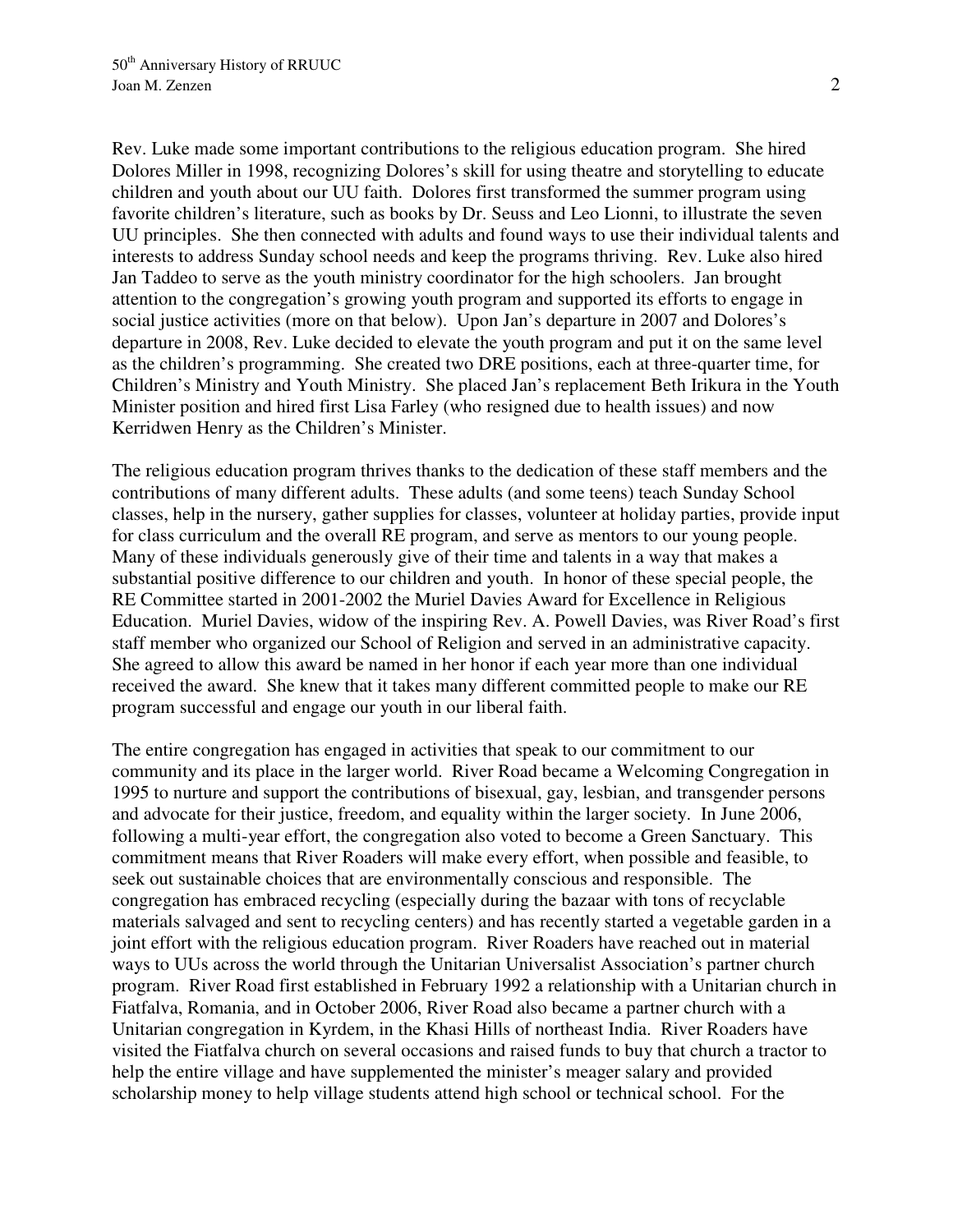Rev. Luke made some important contributions to the religious education program. She hired Dolores Miller in 1998, recognizing Dolores's skill for using theatre and storytelling to educate children and youth about our UU faith. Dolores first transformed the summer program using favorite children's literature, such as books by Dr. Seuss and Leo Lionni, to illustrate the seven UU principles. She then connected with adults and found ways to use their individual talents and interests to address Sunday school needs and keep the programs thriving. Rev. Luke also hired Jan Taddeo to serve as the youth ministry coordinator for the high schoolers. Jan brought attention to the congregation's growing youth program and supported its efforts to engage in social justice activities (more on that below). Upon Jan's departure in 2007 and Dolores's departure in 2008, Rev. Luke decided to elevate the youth program and put it on the same level as the children's programming. She created two DRE positions, each at three-quarter time, for Children's Ministry and Youth Ministry. She placed Jan's replacement Beth Irikura in the Youth Minister position and hired first Lisa Farley (who resigned due to health issues) and now Kerridwen Henry as the Children's Minister.

The religious education program thrives thanks to the dedication of these staff members and the contributions of many different adults. These adults (and some teens) teach Sunday School classes, help in the nursery, gather supplies for classes, volunteer at holiday parties, provide input for class curriculum and the overall RE program, and serve as mentors to our young people. Many of these individuals generously give of their time and talents in a way that makes a substantial positive difference to our children and youth. In honor of these special people, the RE Committee started in 2001-2002 the Muriel Davies Award for Excellence in Religious Education. Muriel Davies, widow of the inspiring Rev. A. Powell Davies, was River Road's first staff member who organized our School of Religion and served in an administrative capacity. She agreed to allow this award be named in her honor if each year more than one individual received the award. She knew that it takes many different committed people to make our RE program successful and engage our youth in our liberal faith.

The entire congregation has engaged in activities that speak to our commitment to our community and its place in the larger world. River Road became a Welcoming Congregation in 1995 to nurture and support the contributions of bisexual, gay, lesbian, and transgender persons and advocate for their justice, freedom, and equality within the larger society. In June 2006, following a multi-year effort, the congregation also voted to become a Green Sanctuary. This commitment means that River Roaders will make every effort, when possible and feasible, to seek out sustainable choices that are environmentally conscious and responsible. The congregation has embraced recycling (especially during the bazaar with tons of recyclable materials salvaged and sent to recycling centers) and has recently started a vegetable garden in a joint effort with the religious education program. River Roaders have reached out in material ways to UUs across the world through the Unitarian Universalist Association's partner church program. River Road first established in February 1992 a relationship with a Unitarian church in Fiatfalva, Romania, and in October 2006, River Road also became a partner church with a Unitarian congregation in Kyrdem, in the Khasi Hills of northeast India. River Roaders have visited the Fiatfalva church on several occasions and raised funds to buy that church a tractor to help the entire village and have supplemented the minister's meager salary and provided scholarship money to help village students attend high school or technical school. For the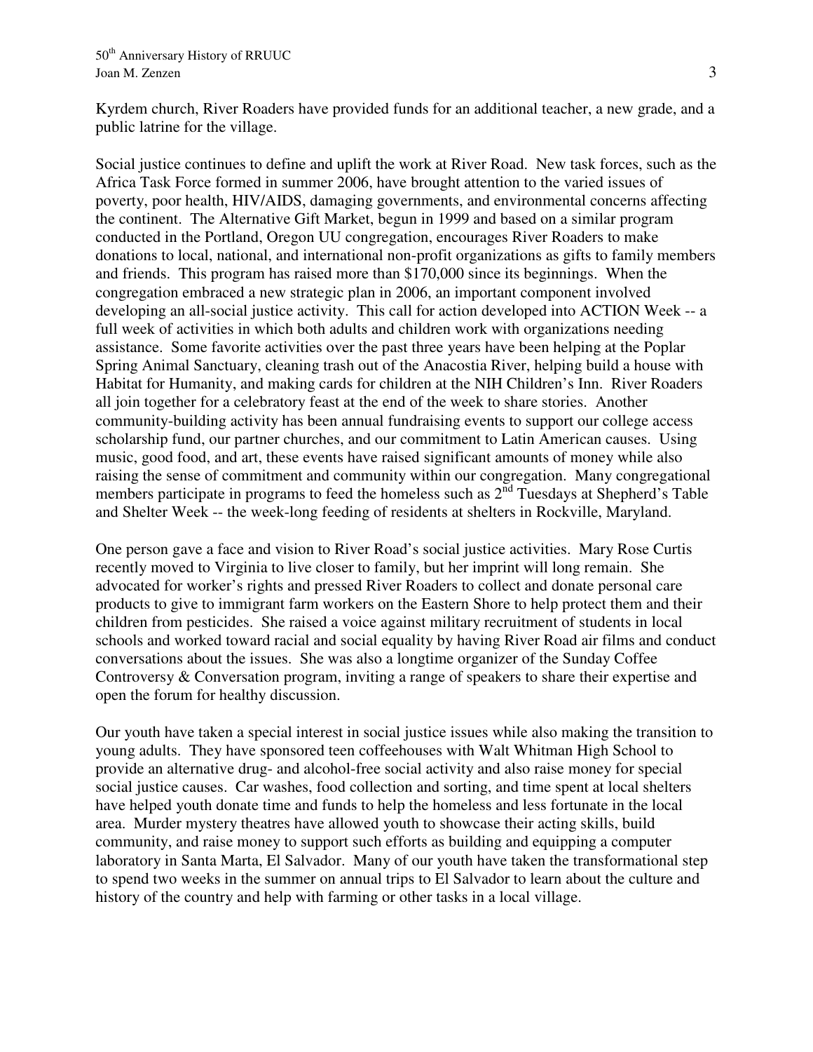Kyrdem church, River Roaders have provided funds for an additional teacher, a new grade, and a public latrine for the village.

Social justice continues to define and uplift the work at River Road. New task forces, such as the Africa Task Force formed in summer 2006, have brought attention to the varied issues of poverty, poor health, HIV/AIDS, damaging governments, and environmental concerns affecting the continent. The Alternative Gift Market, begun in 1999 and based on a similar program conducted in the Portland, Oregon UU congregation, encourages River Roaders to make donations to local, national, and international non-profit organizations as gifts to family members and friends. This program has raised more than $170,000 since its beginnings. When the congregation embraced a new strategic plan in 2006, an important component involved developing an all-social justice activity. This call for action developed into ACTION Week -- a full week of activities in which both adults and children work with organizations needing assistance. Some favorite activities over the past three years have been helping at the Poplar Spring Animal Sanctuary, cleaning trash out of the Anacostia River, helping build a house with Habitat for Humanity, and making cards for children at the NIH Children's Inn. River Roaders all join together for a celebratory feast at the end of the week to share stories. Another community-building activity has been annual fundraising events to support our college access scholarship fund, our partner churches, and our commitment to Latin American causes. Using music, good food, and art, these events have raised significant amounts of money while also raising the sense of commitment and community within our congregation. Many congregational members participate in programs to feed the homeless such as 2nd Tuesdays at Shepherd's Table and Shelter Week -- the week-long feeding of residents at shelters in Rockville, Maryland.

One person gave a face and vision to River Road's social justice activities. Mary Rose Curtis recently moved to Virginia to live closer to family, but her imprint will long remain. She advocated for worker's rights and pressed River Roaders to collect and donate personal care products to give to immigrant farm workers on the Eastern Shore to help protect them and their children from pesticides. She raised a voice against military recruitment of students in local schools and worked toward racial and social equality by having River Road air films and conduct conversations about the issues. She was also a longtime organizer of the Sunday Coffee Controversy & Conversation program, inviting a range of speakers to share their expertise and open the forum for healthy discussion.

Our youth have taken a special interest in social justice issues while also making the transition to young adults. They have sponsored teen coffeehouses with Walt Whitman High School to provide an alternative drug- and alcohol-free social activity and also raise money for special social justice causes. Car washes, food collection and sorting, and time spent at local shelters have helped youth donate time and funds to help the homeless and less fortunate in the local area. Murder mystery theatres have allowed youth to showcase their acting skills, build community, and raise money to support such efforts as building and equipping a computer laboratory in Santa Marta, El Salvador. Many of our youth have taken the transformational step to spend two weeks in the summer on annual trips to El Salvador to learn about the culture and history of the country and help with farming or other tasks in a local village.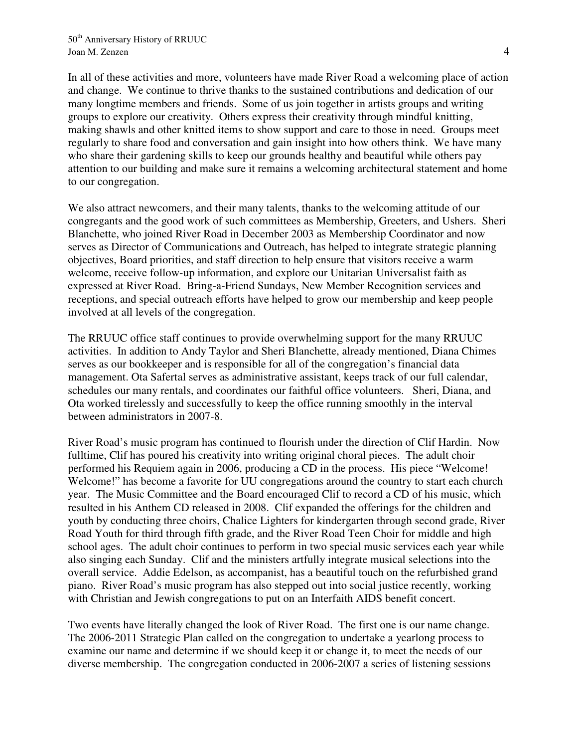In all of these activities and more, volunteers have made River Road a welcoming place of action and change. We continue to thrive thanks to the sustained contributions and dedication of our many longtime members and friends. Some of us join together in artists groups and writing groups to explore our creativity. Others express their creativity through mindful knitting, making shawls and other knitted items to show support and care to those in need. Groups meet regularly to share food and conversation and gain insight into how others think. We have many who share their gardening skills to keep our grounds healthy and beautiful while others pay attention to our building and make sure it remains a welcoming architectural statement and home to our congregation.

We also attract newcomers, and their many talents, thanks to the welcoming attitude of our congregants and the good work of such committees as Membership, Greeters, and Ushers. Sheri Blanchette, who joined River Road in December 2003 as Membership Coordinator and now serves as Director of Communications and Outreach, has helped to integrate strategic planning objectives, Board priorities, and staff direction to help ensure that visitors receive a warm welcome, receive follow-up information, and explore our Unitarian Universalist faith as expressed at River Road. Bring-a-Friend Sundays, New Member Recognition services and receptions, and special outreach efforts have helped to grow our membership and keep people involved at all levels of the congregation.

The RRUUC office staff continues to provide overwhelming support for the many RRUUC activities. In addition to Andy Taylor and Sheri Blanchette, already mentioned, Diana Chimes serves as our bookkeeper and is responsible for all of the congregation's financial data management. Ota Safertal serves as administrative assistant, keeps track of our full calendar, schedules our many rentals, and coordinates our faithful office volunteers. Sheri, Diana, and Ota worked tirelessly and successfully to keep the office running smoothly in the interval between administrators in 2007-8.

River Road's music program has continued to flourish under the direction of Clif Hardin. Now fulltime, Clif has poured his creativity into writing original choral pieces. The adult choir performed his Requiem again in 2006, producing a CD in the process. His piece "Welcome! Welcome!" has become a favorite for UU congregations around the country to start each church year. The Music Committee and the Board encouraged Clif to record a CD of his music, which resulted in his Anthem CD released in 2008. Clif expanded the offerings for the children and youth by conducting three choirs, Chalice Lighters for kindergarten through second grade, River Road Youth for third through fifth grade, and the River Road Teen Choir for middle and high school ages. The adult choir continues to perform in two special music services each year while also singing each Sunday. Clif and the ministers artfully integrate musical selections into the overall service. Addie Edelson, as accompanist, has a beautiful touch on the refurbished grand piano. River Road's music program has also stepped out into social justice recently, working with Christian and Jewish congregations to put on an Interfaith AIDS benefit concert.

Two events have literally changed the look of River Road. The first one is our name change. The 2006-2011 Strategic Plan called on the congregation to undertake a yearlong process to examine our name and determine if we should keep it or change it, to meet the needs of our diverse membership. The congregation conducted in 2006-2007 a series of listening sessions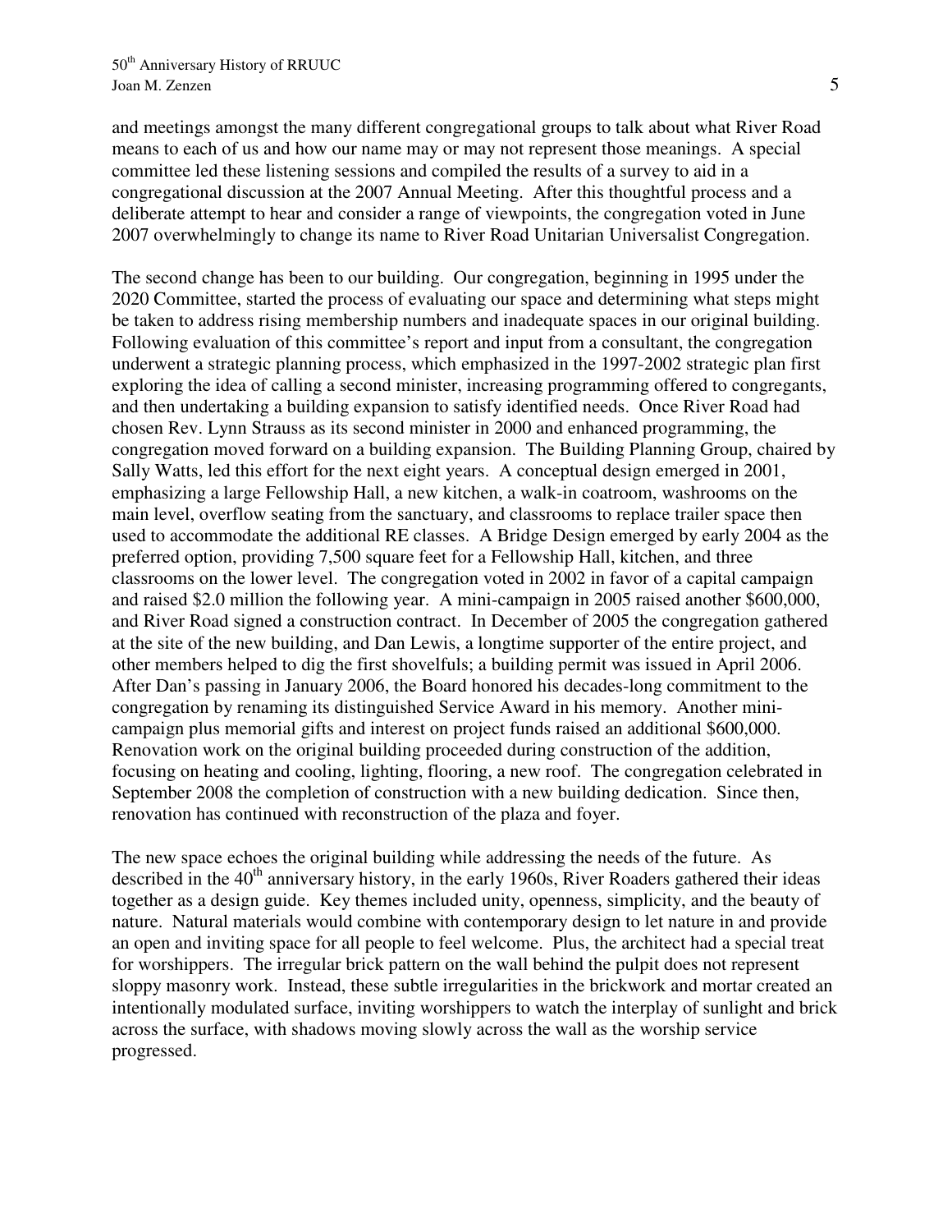and meetings amongst the many different congregational groups to talk about what River Road means to each of us and how our name may or may not represent those meanings. A special committee led these listening sessions and compiled the results of a survey to aid in a congregational discussion at the 2007 Annual Meeting. After this thoughtful process and a deliberate attempt to hear and consider a range of viewpoints, the congregation voted in June 2007 overwhelmingly to change its name to River Road Unitarian Universalist Congregation.

The second change has been to our building. Our congregation, beginning in 1995 under the 2020 Committee, started the process of evaluating our space and determining what steps might be taken to address rising membership numbers and inadequate spaces in our original building. Following evaluation of this committee's report and input from a consultant, the congregation underwent a strategic planning process, which emphasized in the 1997-2002 strategic plan first exploring the idea of calling a second minister, increasing programming offered to congregants, and then undertaking a building expansion to satisfy identified needs. Once River Road had chosen Rev. Lynn Strauss as its second minister in 2000 and enhanced programming, the congregation moved forward on a building expansion. The Building Planning Group, chaired by Sally Watts, led this effort for the next eight years. A conceptual design emerged in 2001, emphasizing a large Fellowship Hall, a new kitchen, a walk-in coatroom, washrooms on the main level, overflow seating from the sanctuary, and classrooms to replace trailer space then used to accommodate the additional RE classes. A Bridge Design emerged by early 2004 as the preferred option, providing 7,500 square feet for a Fellowship Hall, kitchen, and three classrooms on the lower level. The congregation voted in 2002 in favor of a capital campaign and raised $2.0 million the following year. A mini-campaign in 2005 raised another $600,000, and River Road signed a construction contract. In December of 2005 the congregation gathered at the site of the new building, and Dan Lewis, a longtime supporter of the entire project, and other members helped to dig the first shovelfuls; a building permit was issued in April 2006. After Dan's passing in January 2006, the Board honored his decades-long commitment to the congregation by renaming its distinguished Service Award in his memory. Another mini-campaign plus memorial gifts and interest on project funds raised an additional $600,000. Renovation work on the original building proceeded during construction of the addition, focusing on heating and cooling, lighting, flooring, a new roof. The congregation celebrated in September 2008 the completion of construction with a new building dedication. Since then, renovation has continued with reconstruction of the plaza and foyer.

The new space echoes the original building while addressing the needs of the future. As described in the 40th anniversary history, in the early 1960s, River Roaders gathered their ideas together as a design guide. Key themes included unity, openness, simplicity, and the beauty of nature. Natural materials would combine with contemporary design to let nature in and provide an open and inviting space for all people to feel welcome. Plus, the architect had a special treat for worshippers. The irregular brick pattern on the wall behind the pulpit does not represent sloppy masonry work. Instead, these subtle irregularities in the brickwork and mortar created an intentionally modulated surface, inviting worshippers to watch the interplay of sunlight and brick across the surface, with shadows moving slowly across the wall as the worship service progressed.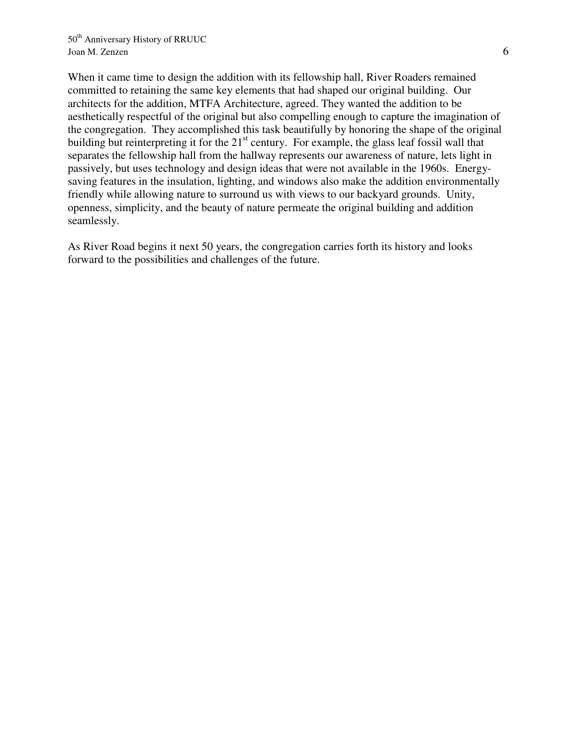When it came time to design the addition with its fellowship hall, River Roaders remained committed to retaining the same key elements that had shaped our original building. Our architects for the addition, MTFA Architecture, agreed. They wanted the addition to be aesthetically respectful of the original but also compelling enough to capture the imagination of the congregation. They accomplished this task beautifully by honoring the shape of the original building but reinterpreting it for the 21st century. For example, the glass leaf fossil wall that separates the fellowship hall from the hallway represents our awareness of nature, lets light in passively, but uses technology and design ideas that were not available in the 1960s. Energy-saving features in the insulation, lighting, and windows also make the addition environmentally friendly while allowing nature to surround us with views to our backyard grounds. Unity, openness, simplicity, and the beauty of nature permeate the original building and addition seamlessly.

As River Road begins it next 50 years, the congregation carries forth its history and looks forward to the possibilities and challenges of the future.